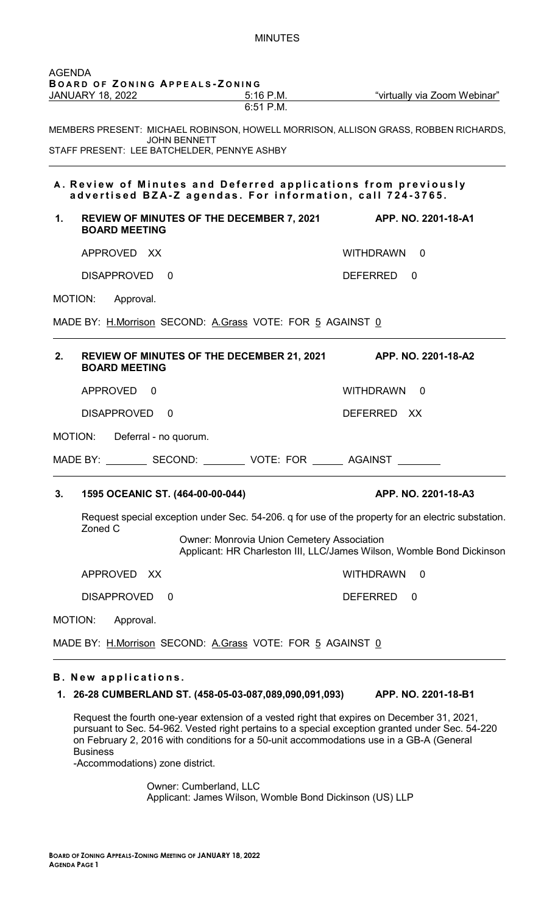MINUTES

AGENDA
**BOARD OF ZONING APPEALS-ZONING**

JANUARY 18, 2022 | 5:16 P.M. | "virtually via Zoom Webinar"
6:51 P.M.

MEMBERS PRESENT: MICHAEL ROBINSON, HOWELL MORRISON, ALLISON GRASS, ROBBEN RICHARDS, JOHN BENNETT
STAFF PRESENT: LEE BATCHELDER, PENNYE ASHBY

## A. Review of Minutes and Deferred applications from previously advertised BZA-Z agendas. For information, call 724-3765.

**1. REVIEW OF MINUTES OF THE DECEMBER 7, 2021 BOARD MEETING** — **APP. NO. 2201-18-A1**

APPROVED XX — WITHDRAWN 0

DISAPPROVED 0 — DEFERRED 0

MOTION: Approval.

MADE BY: H.Morrison SECOND: A.Grass VOTE: FOR 5 AGAINST 0

**2. REVIEW OF MINUTES OF THE DECEMBER 21, 2021 BOARD MEETING** — **APP. NO. 2201-18-A2**

APPROVED 0 — WITHDRAWN 0

DISAPPROVED 0 — DEFERRED XX

MOTION: Deferral - no quorum.

MADE BY: ________ SECOND: ________ VOTE: FOR ______ AGAINST ________

**3. 1595 OCEANIC ST. (464-00-00-044)** — **APP. NO. 2201-18-A3**

Request special exception under Sec. 54-206. q for use of the property for an electric substation. Zoned C

Owner: Monrovia Union Cemetery Association
Applicant: HR Charleston III, LLC/James Wilson, Womble Bond Dickinson

APPROVED XX — WITHDRAWN 0

DISAPPROVED 0 — DEFERRED 0

MOTION: Approval.

MADE BY: H.Morrison SECOND: A.Grass VOTE: FOR 5 AGAINST 0

## B. New applications.

**1. 26-28 CUMBERLAND ST. (458-05-03-087,089,090,091,093)** — **APP. NO. 2201-18-B1**

Request the fourth one-year extension of a vested right that expires on December 31, 2021, pursuant to Sec. 54-962. Vested right pertains to a special exception granted under Sec. 54-220 on February 2, 2016 with conditions for a 50-unit accommodations use in a GB-A (General Business -Accommodations) zone district.

Owner: Cumberland, LLC
Applicant: James Wilson, Womble Bond Dickinson (US) LLP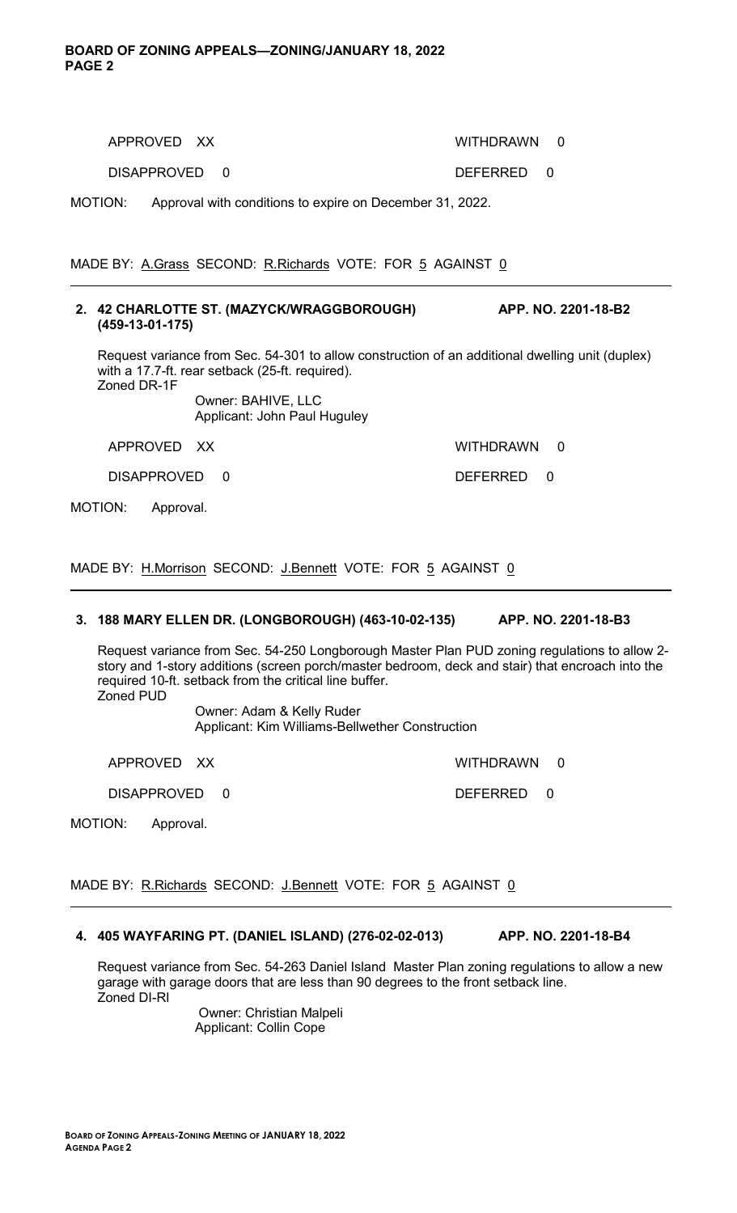APPROVED XX WITHDRAWN 0

DISAPPROVED 0 DEFERRED 0

MOTION: Approval with conditions to expire on December 31, 2022.

MADE BY: A.Grass SECOND: R.Richards VOTE: FOR 5 AGAINST 0

---

**2. 42 CHARLOTTE ST. (MAZYCK/WRAGGBOROUGH) (459-13-01-175) APP. NO. 2201-18-B2**

Request variance from Sec. 54-301 to allow construction of an additional dwelling unit (duplex) with a 17.7-ft. rear setback (25-ft. required).
Zoned DR-1F

Owner: BAHIVE, LLC
Applicant: John Paul Huguley

APPROVED XX WITHDRAWN 0

DISAPPROVED 0 DEFERRED 0

MOTION: Approval.

MADE BY: H.Morrison SECOND: J.Bennett VOTE: FOR 5 AGAINST 0

---

**3. 188 MARY ELLEN DR. (LONGBOROUGH) (463-10-02-135) APP. NO. 2201-18-B3**

Request variance from Sec. 54-250 Longborough Master Plan PUD zoning regulations to allow 2-story and 1-story additions (screen porch/master bedroom, deck and stair) that encroach into the required 10-ft. setback from the critical line buffer.
Zoned PUD

Owner: Adam & Kelly Ruder
Applicant: Kim Williams-Bellwether Construction

APPROVED XX WITHDRAWN 0

DISAPPROVED 0 DEFERRED 0

MOTION: Approval.

MADE BY: R.Richards SECOND: J.Bennett VOTE: FOR 5 AGAINST 0

---

**4. 405 WAYFARING PT. (DANIEL ISLAND) (276-02-02-013) APP. NO. 2201-18-B4**

Request variance from Sec. 54-263 Daniel Island Master Plan zoning regulations to allow a new garage with garage doors that are less than 90 degrees to the front setback line.
Zoned DI-RI

Owner: Christian Malpeli
Applicant: Collin Cope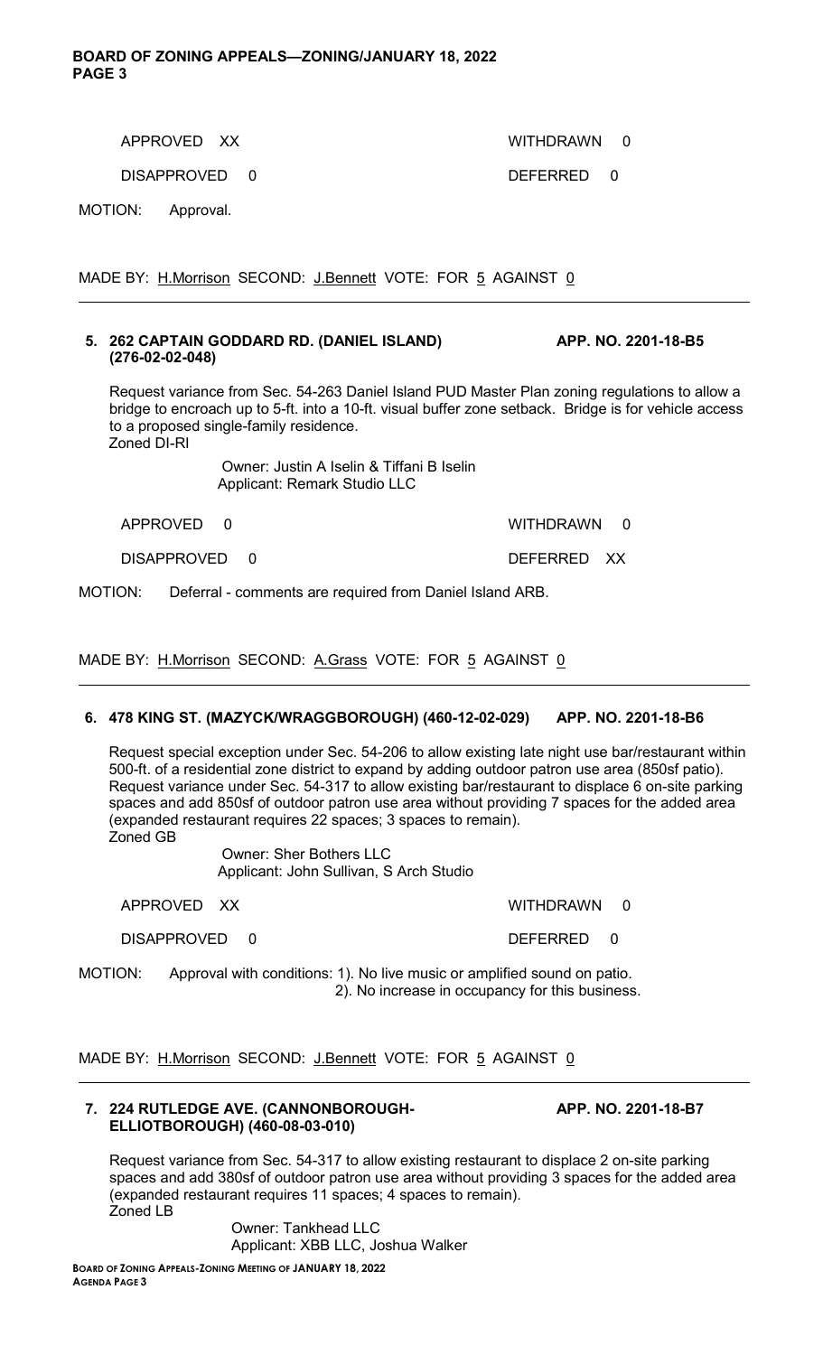APPROVED XX WITHDRAWN 0

DISAPPROVED 0 DEFERRED 0

MOTION: Approval.

MADE BY: H.Morrison SECOND: J.Bennett VOTE: FOR 5 AGAINST 0

---

**5. 262 CAPTAIN GODDARD RD. (DANIEL ISLAND) (276-02-02-048) APP. NO. 2201-18-B5**

Request variance from Sec. 54-263 Daniel Island PUD Master Plan zoning regulations to allow a bridge to encroach up to 5-ft. into a 10-ft. visual buffer zone setback. Bridge is for vehicle access to a proposed single-family residence.
Zoned DI-RI

Owner: Justin A Iselin & Tiffani B Iselin
Applicant: Remark Studio LLC

APPROVED 0 WITHDRAWN 0

DISAPPROVED 0 DEFERRED XX

MOTION: Deferral - comments are required from Daniel Island ARB.

MADE BY: H.Morrison SECOND: A.Grass VOTE: FOR 5 AGAINST 0

---

**6. 478 KING ST. (MAZYCK/WRAGGBOROUGH) (460-12-02-029) APP. NO. 2201-18-B6**

Request special exception under Sec. 54-206 to allow existing late night use bar/restaurant within 500-ft. of a residential zone district to expand by adding outdoor patron use area (850sf patio). Request variance under Sec. 54-317 to allow existing bar/restaurant to displace 6 on-site parking spaces and add 850sf of outdoor patron use area without providing 7 spaces for the added area (expanded restaurant requires 22 spaces; 3 spaces to remain).
Zoned GB

Owner: Sher Bothers LLC
Applicant: John Sullivan, S Arch Studio

APPROVED XX WITHDRAWN 0

DISAPPROVED 0 DEFERRED 0

MOTION: Approval with conditions: 1). No live music or amplified sound on patio.
2). No increase in occupancy for this business.

MADE BY: H.Morrison SECOND: J.Bennett VOTE: FOR 5 AGAINST 0

---

**7. 224 RUTLEDGE AVE. (CANNONBOROUGH-ELLIOTBOROUGH) (460-08-03-010) APP. NO. 2201-18-B7**

Request variance from Sec. 54-317 to allow existing restaurant to displace 2 on-site parking spaces and add 380sf of outdoor patron use area without providing 3 spaces for the added area (expanded restaurant requires 11 spaces; 4 spaces to remain).
Zoned LB

Owner: Tankhead LLC
Applicant: XBB LLC, Joshua Walker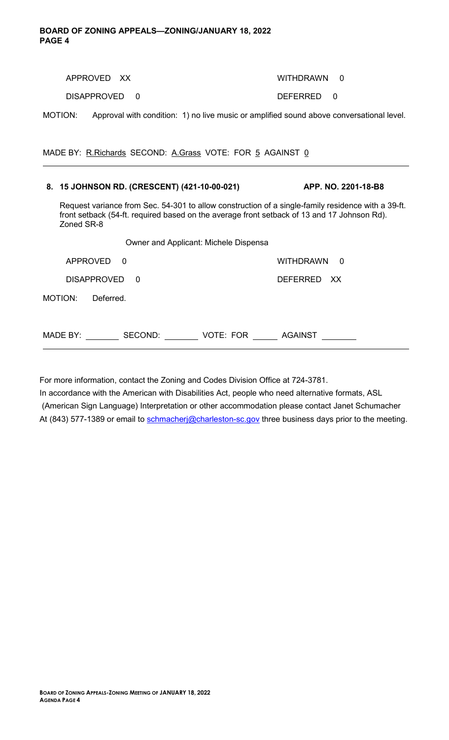APPROVED XX | WITHDRAWN 0

DISAPPROVED 0 | DEFERRED 0

MOTION: Approval with condition: 1) no live music or amplified sound above conversational level.

MADE BY: R.Richards SECOND: A.Grass VOTE: FOR 5 AGAINST 0

---

**8. 15 JOHNSON RD. (CRESCENT) (421-10-00-021) APP. NO. 2201-18-B8**

Request variance from Sec. 54-301 to allow construction of a single-family residence with a 39-ft. front setback (54-ft. required based on the average front setback of 13 and 17 Johnson Rd). Zoned SR-8

Owner and Applicant: Michele Dispensa

APPROVED 0 | WITHDRAWN 0

DISAPPROVED 0 | DEFERRED XX

MOTION: Deferred.

MADE BY: ________ SECOND: ________ VOTE: FOR ______ AGAINST ________

---

For more information, contact the Zoning and Codes Division Office at 724-3781.

In accordance with the American with Disabilities Act, people who need alternative formats, ASL (American Sign Language) Interpretation or other accommodation please contact Janet Schumacher At (843) 577-1389 or email to schmacherj@charleston-sc.gov three business days prior to the meeting.